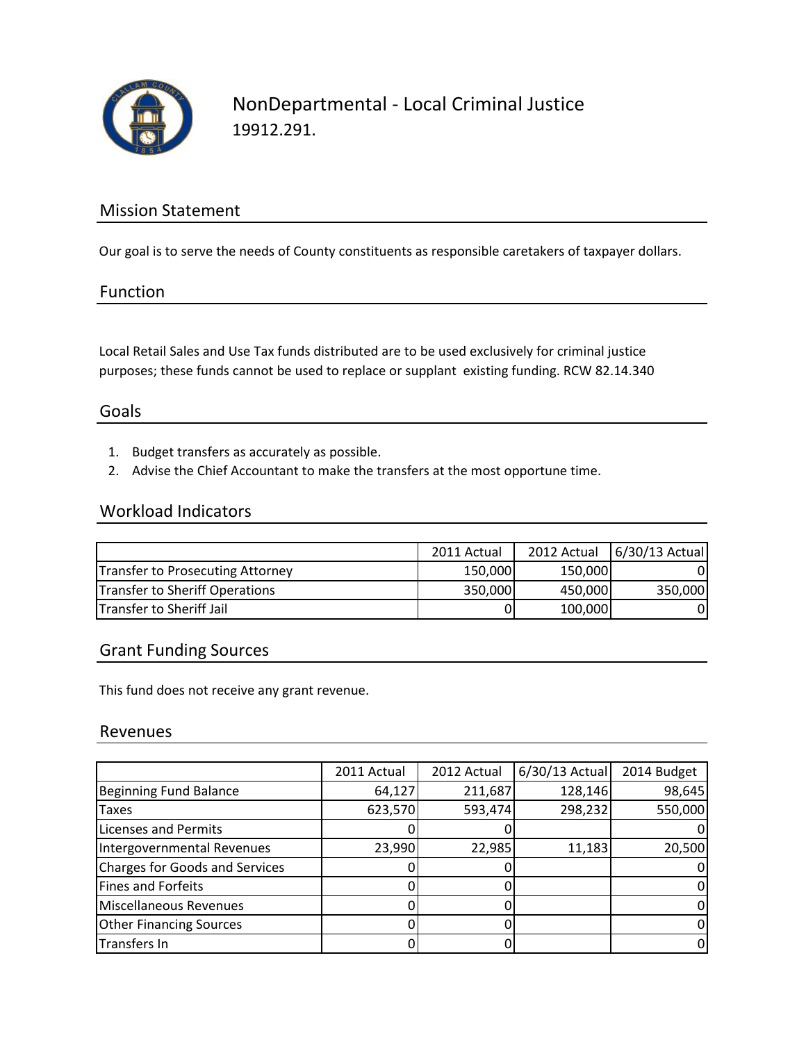# NonDepartmental - Local Criminal Justice

19912.291.

## Mission Statement

Our goal is to serve the needs of County constituents as responsible caretakers of taxpayer dollars.

## Function

Local Retail Sales and Use Tax funds distributed are to be used exclusively for criminal justice purposes; these funds cannot be used to replace or supplant existing funding. RCW 82.14.340

## Goals

1. Budget transfers as accurately as possible.
2. Advise the Chief Accountant to make the transfers at the most opportune time.

## Workload Indicators

| | 2011 Actual | 2012 Actual | 6/30/13 Actual |
|---|---|---|---|
| Transfer to Prosecuting Attorney | 150,000 | 150,000 | 0 |
| Transfer to Sheriff Operations | 350,000 | 450,000 | 350,000 |
| Transfer to Sheriff Jail | 0 | 100,000 | 0 |

## Grant Funding Sources

This fund does not receive any grant revenue.

## Revenues

| | 2011 Actual | 2012 Actual | 6/30/13 Actual | 2014 Budget |
|---|---|---|---|---|
| Beginning Fund Balance | 64,127 | 211,687 | 128,146 | 98,645 |
| Taxes | 623,570 | 593,474 | 298,232 | 550,000 |
| Licenses and Permits | 0 | 0 | | 0 |
| Intergovernmental Revenues | 23,990 | 22,985 | 11,183 | 20,500 |
| Charges for Goods and Services | 0 | 0 | | 0 |
| Fines and Forfeits | 0 | 0 | | 0 |
| Miscellaneous Revenues | 0 | 0 | | 0 |
| Other Financing Sources | 0 | 0 | | 0 |
| Transfers In | 0 | 0 | | 0 |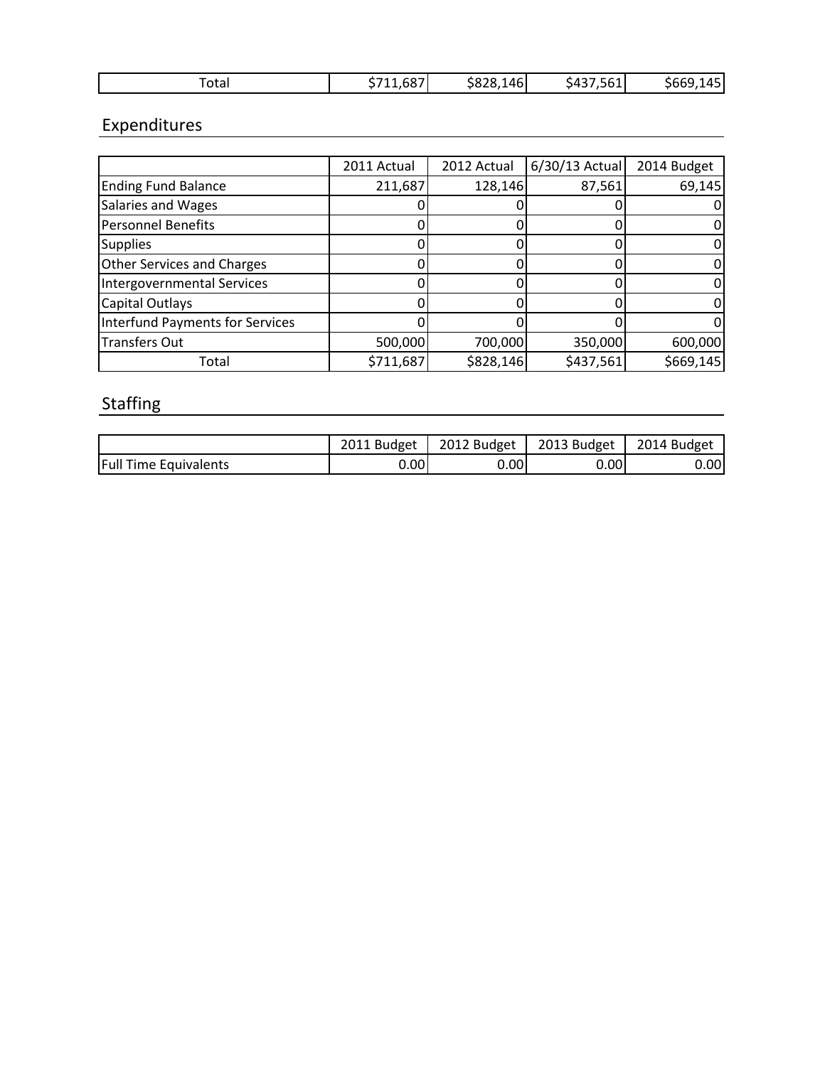| | | | | |
|---|---|---|---|---|
| Total | $711,687 | $828,146 | $437,561 | $669,145 |

## Expenditures

| | 2011 Actual | 2012 Actual | 6/30/13 Actual | 2014 Budget |
|---|---|---|---|---|
| Ending Fund Balance | 211,687 | 128,146 | 87,561 | 69,145 |
| Salaries and Wages | 0 | 0 | 0 | 0 |
| Personnel Benefits | 0 | 0 | 0 | 0 |
| Supplies | 0 | 0 | 0 | 0 |
| Other Services and Charges | 0 | 0 | 0 | 0 |
| Intergovernmental Services | 0 | 0 | 0 | 0 |
| Capital Outlays | 0 | 0 | 0 | 0 |
| Interfund Payments for Services | 0 | 0 | 0 | 0 |
| Transfers Out | 500,000 | 700,000 | 350,000 | 600,000 |
| Total | $711,687 | $828,146 | $437,561 | $669,145 |

## Staffing

| | 2011 Budget | 2012 Budget | 2013 Budget | 2014 Budget |
|---|---|---|---|---|
| Full Time Equivalents | 0.00 | 0.00 | 0.00 | 0.00 |